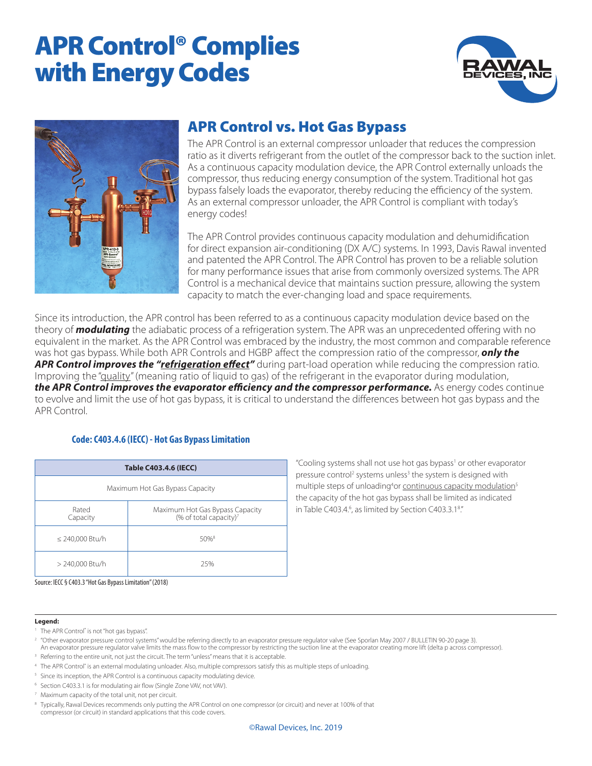# APR Control® Complies with Energy Codes

## APR Control vs. Hot Gas Bypass

The APR Control is an external compressor unloader that reduces the compression ratio as it diverts refrigerant from the outlet of the compressor back to the suction inlet. As a continuous capacity modulation device, the APR Control externally unloads the compressor, thus reducing energy consumption of the system. Traditional hot gas bypass falsely loads the evaporator, thereby reducing the efficiency of the system. As an external compressor unloader, the APR Control is compliant with today's energy codes!

The APR Control provides continuous capacity modulation and dehumidification for direct expansion air-conditioning (DX A/C) systems. In 1993, Davis Rawal invented and patented the APR Control. The APR Control has proven to be a reliable solution for many performance issues that arise from commonly oversized systems. The APR Control is a mechanical device that maintains suction pressure, allowing the system capacity to match the ever-changing load and space requirements.

Since its introduction, the APR control has been referred to as a continuous capacity modulation device based on the theory of ***modulating*** the adiabatic process of a refrigeration system. The APR was an unprecedented offering with no equivalent in the market. As the APR Control was embraced by the industry, the most common and comparable reference was hot gas bypass. While both APR Controls and HGBP affect the compression ratio of the compressor, ***only the APR Control improves the "refrigeration effect"*** during part-load operation while reducing the compression ratio. Improving the "quality" (meaning ratio of liquid to gas) of the refrigerant in the evaporator during modulation, ***the APR Control improves the evaporator efficiency and the compressor performance.*** As energy codes continue to evolve and limit the use of hot gas bypass, it is critical to understand the differences between hot gas bypass and the APR Control.

### Code: C403.4.6 (IECC) - Hot Gas Bypass Limitation

| Table C403.4.6 (IECC) | |
|---|---|
| Maximum Hot Gas Bypass Capacity | |
| Rated Capacity | Maximum Hot Gas Bypass Capacity (% of total capacity)[7] |
| ≤ 240,000 Btu/h | 50%[8] |
| > 240,000 Btu/h | 25% |

Source: IECC § C403.3 "Hot Gas Bypass Limitation" (2018)

"Cooling systems shall not use hot gas bypass[1] or other evaporator pressure control[2] systems unless[3] the system is designed with multiple steps of unloading[4] or continuous capacity modulation[5] the capacity of the hot gas bypass shall be limited as indicated in Table C403.4.[6], as limited by Section C403.3.1[8]."

**Legend:**

1. The APR Control® is not "hot gas bypass".
2. "Other evaporator pressure control systems" would be referring directly to an evaporator pressure regulator valve (See Sporlan May 2007 / BULLETIN 90-20 page 3). An evaporator pressure regulator valve limits the mass flow to the compressor by restricting the suction line at the evaporator creating more lift (delta p across compressor).
3. Referring to the entire unit, not just the circuit. The term "unless" means that it is acceptable.
4. The APR Control® is an external modulating unloader. Also, multiple compressors satisfy this as multiple steps of unloading.
5. Since its inception, the APR Control is a continuous capacity modulating device.
6. Section C403.3.1 is for modulating air flow (Single Zone VAV, not VAV).
7. Maximum capacity of the total unit, not per circuit.
8. Typically, Rawal Devices recommends only putting the APR Control on one compressor (or circuit) and never at 100% of that compressor (or circuit) in standard applications that this code covers.

©Rawal Devices, Inc. 2019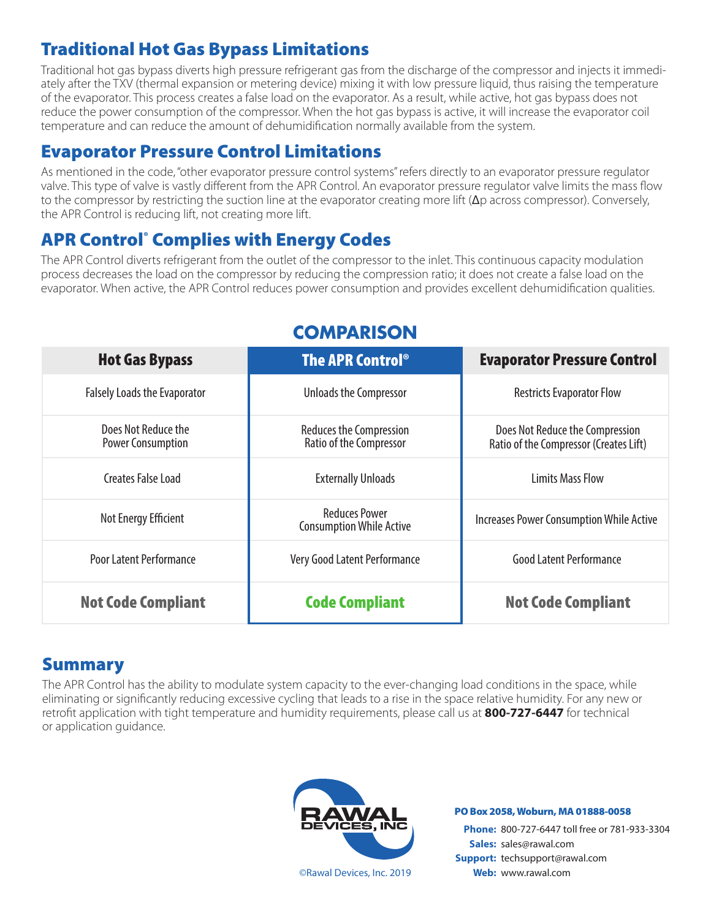## Traditional Hot Gas Bypass Limitations

Traditional hot gas bypass diverts high pressure refrigerant gas from the discharge of the compressor and injects it immediately after the TXV (thermal expansion or metering device) mixing it with low pressure liquid, thus raising the temperature of the evaporator. This process creates a false load on the evaporator. As a result, while active, hot gas bypass does not reduce the power consumption of the compressor. When the hot gas bypass is active, it will increase the evaporator coil temperature and can reduce the amount of dehumidification normally available from the system.

## Evaporator Pressure Control Limitations

As mentioned in the code, "other evaporator pressure control systems" refers directly to an evaporator pressure regulator valve. This type of valve is vastly different from the APR Control. An evaporator pressure regulator valve limits the mass flow to the compressor by restricting the suction line at the evaporator creating more lift (Δp across compressor). Conversely, the APR Control is reducing lift, not creating more lift.

## APR Control® Complies with Energy Codes

The APR Control diverts refrigerant from the outlet of the compressor to the inlet. This continuous capacity modulation process decreases the load on the compressor by reducing the compression ratio; it does not create a false load on the evaporator. When active, the APR Control reduces power consumption and provides excellent dehumidification qualities.

## COMPARISON

| Hot Gas Bypass | The APR Control® | Evaporator Pressure Control |
|---|---|---|
| Falsely Loads the Evaporator | Unloads the Compressor | Restricts Evaporator Flow |
| Does Not Reduce the Power Consumption | Reduces the Compression Ratio of the Compressor | Does Not Reduce the Compression Ratio of the Compressor (Creates Lift) |
| Creates False Load | Externally Unloads | Limits Mass Flow |
| Not Energy Efficient | Reduces Power Consumption While Active | Increases Power Consumption While Active |
| Poor Latent Performance | Very Good Latent Performance | Good Latent Performance |
| **Not Code Compliant** | **Code Compliant** | **Not Code Compliant** |

## Summary

The APR Control has the ability to modulate system capacity to the ever-changing load conditions in the space, while eliminating or significantly reducing excessive cycling that leads to a rise in the space relative humidity. For any new or retrofit application with tight temperature and humidity requirements, please call us at **800-727-6447** for technical or application guidance.

RAWAL DEVICES, INC

©Rawal Devices, Inc. 2019

**PO Box 2058, Woburn, MA 01888-0058**

**Phone:** 800-727-6447 toll free or 781-933-3304
**Sales:** sales@rawal.com
**Support:** techsupport@rawal.com
**Web:** www.rawal.com